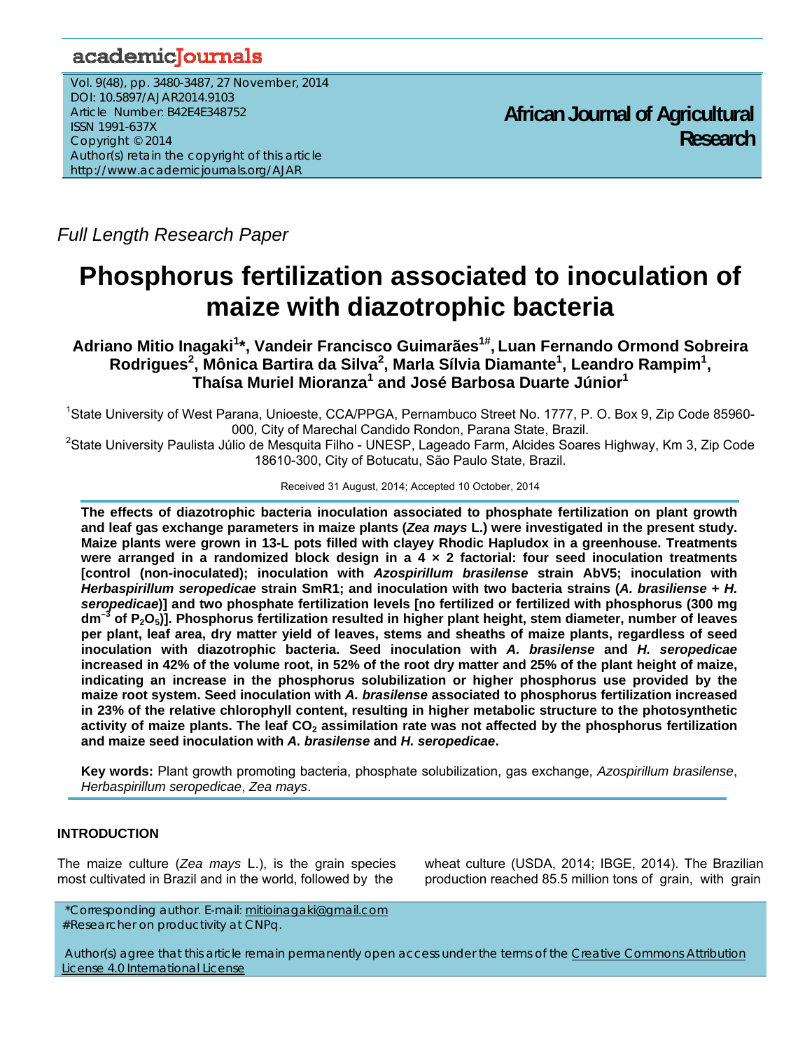*Full Length Research Paper*

# Phosphorus fertilization associated to inoculation of maize with diazotrophic bacteria

**Adriano Mitio Inagaki[1]\*, Vandeir Francisco Guimarães[1#], Luan Fernando Ormond Sobreira Rodrigues[2], Mônica Bartira da Silva[2], Marla Sílvia Diamante[1], Leandro Rampim[1], Thaísa Muriel Mioranza[1] and José Barbosa Duarte Júnior[1]**

[1]State University of West Parana, Unioeste, CCA/PPGA, Pernambuco Street No. 1777, P. O. Box 9, Zip Code 85960-000, City of Marechal Candido Rondon, Parana State, Brazil.

[2]State University Paulista Júlio de Mesquita Filho - UNESP, Lageado Farm, Alcides Soares Highway, Km 3, Zip Code 18610-300, City of Botucatu, São Paulo State, Brazil.

Received 31 August, 2014; Accepted 10 October, 2014

**The effects of diazotrophic bacteria inoculation associated to phosphate fertilization on plant growth and leaf gas exchange parameters in maize plants (*Zea mays* L.) were investigated in the present study. Maize plants were grown in 13-L pots filled with clayey Rhodic Hapludox in a greenhouse. Treatments were arranged in a randomized block design in a 4 × 2 factorial: four seed inoculation treatments [control (non-inoculated); inoculation with *Azospirillum brasilense* strain AbV5; inoculation with *Herbaspirillum seropedicae* strain SmR1; and inoculation with two bacteria strains (*A. brasiliense* + *H. seropedicae*)] and two phosphate fertilization levels [no fertilized or fertilized with phosphorus (300 mg $dm^{-3}$ of $P_2O_5$)]. Phosphorus fertilization resulted in higher plant height, stem diameter, number of leaves per plant, leaf area, dry matter yield of leaves, stems and sheaths of maize plants, regardless of seed inoculation with diazotrophic bacteria. Seed inoculation with *A. brasilense* and *H. seropedicae* increased in 42% of the volume root, in 52% of the root dry matter and 25% of the plant height of maize, indicating an increase in the phosphorus solubilization or higher phosphorus use provided by the maize root system. Seed inoculation with *A. brasilense* associated to phosphorus fertilization increased in 23% of the relative chlorophyll content, resulting in higher metabolic structure to the photosynthetic activity of maize plants. The leaf $CO_2$ assimilation rate was not affected by the phosphorus fertilization and maize seed inoculation with *A. brasilense* and *H. seropedicae*.**

**Key words:** Plant growth promoting bacteria, phosphate solubilization, gas exchange, *Azospirillum brasilense*, *Herbaspirillum seropedicae*, *Zea mays*.

## INTRODUCTION

The maize culture (*Zea mays* L.), is the grain species most cultivated in Brazil and in the world, followed by the wheat culture (USDA, 2014; IBGE, 2014). The Brazilian production reached 85.5 million tons of grain, with grain

\*Corresponding author. E-mail: mitioinagaki@gmail.com
#Researcher on productivity at CNPq.

Author(s) agree that this article remain permanently open access under the terms of the Creative Commons Attribution License 4.0 International License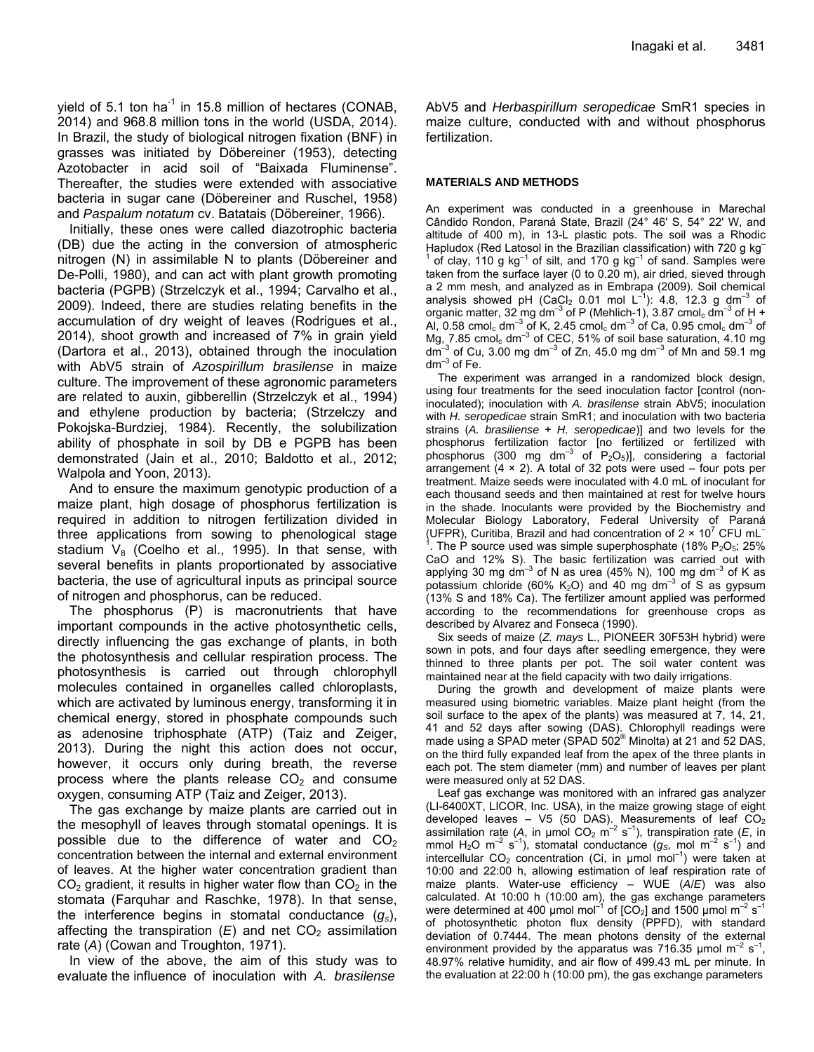yield of 5.1 ton ha$^{-1}$ in 15.8 million of hectares (CONAB, 2014) and 968.8 million tons in the world (USDA, 2014). In Brazil, the study of biological nitrogen fixation (BNF) in grasses was initiated by Döbereiner (1953), detecting Azotobacter in acid soil of "Baixada Fluminense". Thereafter, the studies were extended with associative bacteria in sugar cane (Döbereiner and Ruschel, 1958) and *Paspalum notatum* cv. Batatais (Döbereiner, 1966).

Initially, these ones were called diazotrophic bacteria (DB) due the acting in the conversion of atmospheric nitrogen (N) in assimilable N to plants (Döbereiner and De-Polli, 1980), and can act with plant growth promoting bacteria (PGPB) (Strzelczyk et al., 1994; Carvalho et al., 2009). Indeed, there are studies relating benefits in the accumulation of dry weight of leaves (Rodrigues et al., 2014), shoot growth and increased of 7% in grain yield (Dartora et al., 2013), obtained through the inoculation with AbV5 strain of *Azospirillum brasilense* in maize culture. The improvement of these agronomic parameters are related to auxin, gibberellin (Strzelczyk et al., 1994) and ethylene production by bacteria; (Strzelczy and Pokojska-Burdziej, 1984). Recently, the solubilization ability of phosphate in soil by DB e PGPB has been demonstrated (Jain et al., 2010; Baldotto et al., 2012; Walpola and Yoon, 2013).

And to ensure the maximum genotypic production of a maize plant, high dosage of phosphorus fertilization is required in addition to nitrogen fertilization divided in three applications from sowing to phenological stage stadium $V_8$ (Coelho et al., 1995). In that sense, with several benefits in plants proportionated by associative bacteria, the use of agricultural inputs as principal source of nitrogen and phosphorus, can be reduced.

The phosphorus (P) is macronutrients that have important compounds in the active photosynthetic cells, directly influencing the gas exchange of plants, in both the photosynthesis and cellular respiration process. The photosynthesis is carried out through chlorophyll molecules contained in organelles called chloroplasts, which are activated by luminous energy, transforming it in chemical energy, stored in phosphate compounds such as adenosine triphosphate (ATP) (Taiz and Zeiger, 2013). During the night this action does not occur, however, it occurs only during breath, the reverse process where the plants release $CO_2$ and consume oxygen, consuming ATP (Taiz and Zeiger, 2013).

The gas exchange by maize plants are carried out in the mesophyll of leaves through stomatal openings. It is possible due to the difference of water and $CO_2$ concentration between the internal and external environment of leaves. At the higher water concentration gradient than $CO_2$ gradient, it results in higher water flow than $CO_2$ in the stomata (Farquhar and Raschke, 1978). In that sense, the interference begins in stomatal conductance ($g_s$), affecting the transpiration ($E$) and net $CO_2$ assimilation rate ($A$) (Cowan and Troughton, 1971).

In view of the above, the aim of this study was to evaluate the influence of inoculation with *A. brasilense* AbV5 and *Herbaspirillum seropedicae* SmR1 species in maize culture, conducted with and without phosphorus fertilization.

## MATERIALS AND METHODS

An experiment was conducted in a greenhouse in Marechal Cândido Rondon, Paraná State, Brazil (24° 46' S, 54° 22' W, and altitude of 400 m), in 13-L plastic pots. The soil was a Rhodic Hapludox (Red Latosol in the Brazilian classification) with 720 g kg$^{-1}$ of clay, 110 g kg$^{-1}$ of silt, and 170 g kg$^{-1}$ of sand. Samples were taken from the surface layer (0 to 0.20 m), air dried, sieved through a 2 mm mesh, and analyzed as in Embrapa (2009). Soil chemical analysis showed pH ($CaCl_2$ 0.01 mol L$^{-1}$): 4.8, 12.3 g dm$^{-3}$ of organic matter, 32 mg dm$^{-3}$ of P (Mehlich-1), 3.87 cmol$_c$ dm$^{-3}$ of H + Al, 0.58 cmol$_c$ dm$^{-3}$ of K, 2.45 cmol$_c$ dm$^{-3}$ of Ca, 0.95 cmol$_c$ dm$^{-3}$ of Mg, 7.85 cmol$_c$ dm$^{-3}$ of CEC, 51% of soil base saturation, 4.10 mg dm$^{-3}$ of Cu, 3.00 mg dm$^{-3}$ of Zn, 45.0 mg dm$^{-3}$ of Mn and 59.1 mg dm$^{-3}$ of Fe.

The experiment was arranged in a randomized block design, using four treatments for the seed inoculation factor [control (non-inoculated); inoculation with *A. brasilense* strain AbV5; inoculation with *H. seropedicae* strain SmR1; and inoculation with two bacteria strains (*A. brasiliense* + *H. seropedicae*)] and two levels for the phosphorus fertilization factor [no fertilized or fertilized with phosphorus (300 mg dm$^{-3}$ of $P_2O_5$)], considering a factorial arrangement (4 × 2). A total of 32 pots were used – four pots per treatment. Maize seeds were inoculated with 4.0 mL of inoculant for each thousand seeds and then maintained at rest for twelve hours in the shade. Inoculants were provided by the Biochemistry and Molecular Biology Laboratory, Federal University of Paraná (UFPR), Curitiba, Brazil and had concentration of 2 × 10$^{7}$ CFU mL$^{-1}$. The P source used was simple superphosphate (18% $P_2O_5$; 25% CaO and 12% S). The basic fertilization was carried out with applying 30 mg dm$^{-3}$ of N as urea (45% N), 100 mg dm$^{-3}$ of K as potassium chloride (60% $K_2O$) and 40 mg dm$^{-3}$ of S as gypsum (13% S and 18% Ca). The fertilizer amount applied was performed according to the recommendations for greenhouse crops as described by Alvarez and Fonseca (1990).

Six seeds of maize (*Z. mays* L., PIONEER 30F53H hybrid) were sown in pots, and four days after seedling emergence, they were thinned to three plants per pot. The soil water content was maintained near at the field capacity with two daily irrigations.

During the growth and development of maize plants were measured using biometric variables. Maize plant height (from the soil surface to the apex of the plants) was measured at 7, 14, 21, 41 and 52 days after sowing (DAS). Chlorophyll readings were made using a SPAD meter (SPAD 502® Minolta) at 21 and 52 DAS, on the third fully expanded leaf from the apex of the three plants in each pot. The stem diameter (mm) and number of leaves per plant were measured only at 52 DAS.

Leaf gas exchange was monitored with an infrared gas analyzer (LI-6400XT, LICOR, Inc. USA), in the maize growing stage of eight developed leaves – V5 (50 DAS). Measurements of leaf $CO_2$ assimilation rate ($A$, in µmol $CO_2$ m$^{-2}$ s$^{-1}$), transpiration rate ($E$, in mmol $H_2O$ m$^{-2}$ s$^{-1}$), stomatal conductance ($g_S$, mol m$^{-2}$ s$^{-1}$) and intercellular $CO_2$ concentration (Ci, in µmol mol$^{-1}$) were taken at 10:00 and 22:00 h, allowing estimation of leaf respiration rate of maize plants. Water-use efficiency – WUE ($A$/$E$) was also calculated. At 10:00 h (10:00 am), the gas exchange parameters were determined at 400 µmol mol$^{-1}$ of [$CO_2$] and 1500 µmol m$^{-2}$ s$^{-1}$ of photosynthetic photon flux density (PPFD), with standard deviation of 0.7444. The mean photons density of the external environment provided by the apparatus was 716.35 µmol m$^{-2}$ s$^{-1}$, 48.97% relative humidity, and air flow of 499.43 mL per minute. In the evaluation at 22:00 h (10:00 pm), the gas exchange parameters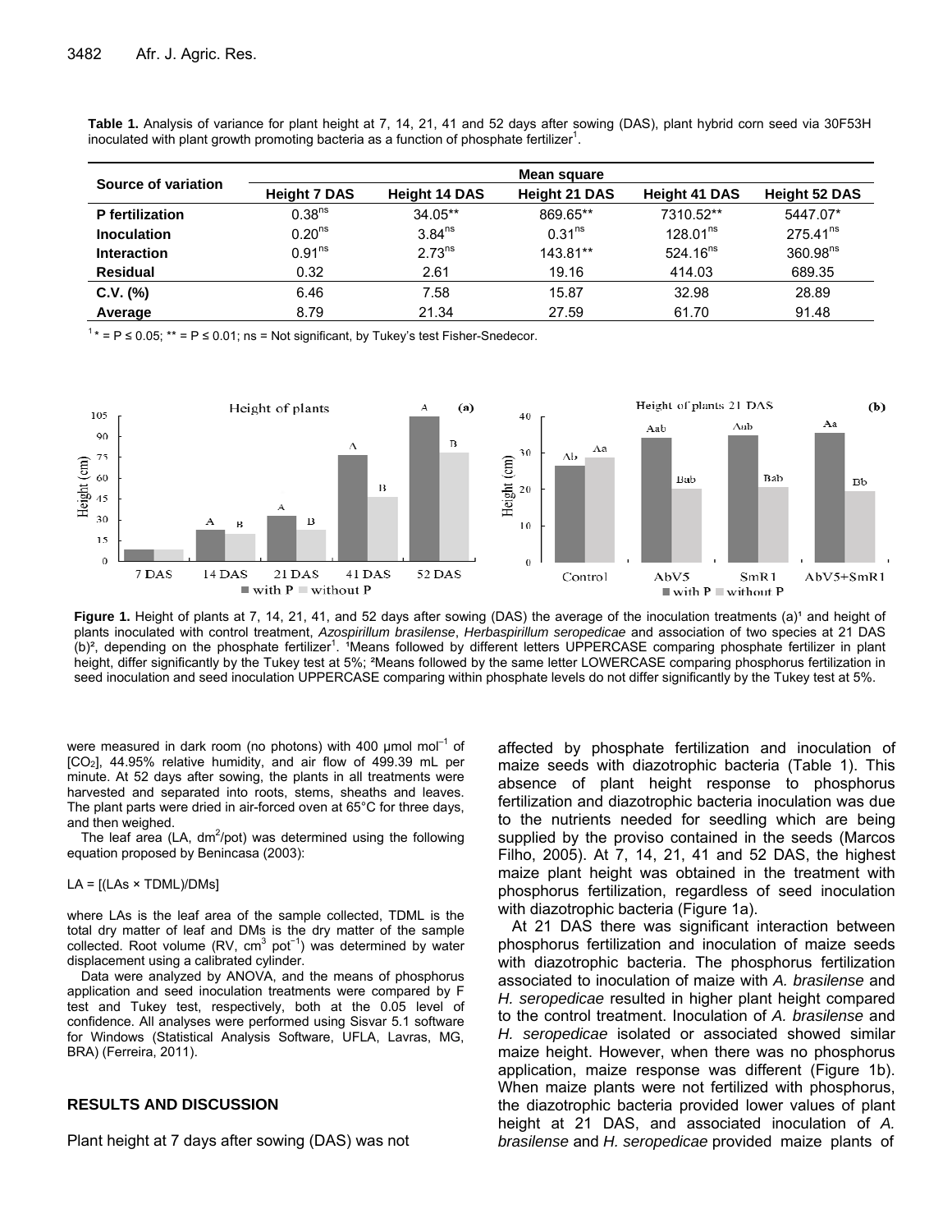**Table 1.** Analysis of variance for plant height at 7, 14, 21, 41 and 52 days after sowing (DAS), plant hybrid corn seed via 30F53H inoculated with plant growth promoting bacteria as a function of phosphate fertilizer[1].

| Source of variation | Mean square | | | | |
|---|---|---|---|---|---|
| | Height 7 DAS | Height 14 DAS | Height 21 DAS | Height 41 DAS | Height 52 DAS |
| **P fertilization** | $0.38^{ns}$ | 34.05** | 869.65** | 7310.52** | 5447.07* |
| **Inoculation** | $0.20^{ns}$ | $3.84^{ns}$ | $0.31^{ns}$ | $128.01^{ns}$ | $275.41^{ns}$ |
| **Interaction** | $0.91^{ns}$ | $2.73^{ns}$ | 143.81** | $524.16^{ns}$ | $360.98^{ns}$ |
| **Residual** | 0.32 | 2.61 | 19.16 | 414.03 | 689.35 |
| **C.V. (%)** | 6.46 | 7.58 | 15.87 | 32.98 | 28.89 |
| **Average** | 8.79 | 21.34 | 27.59 | 61.70 | 91.48 |

[1] * = P ≤ 0.05; ** = P ≤ 0.01; ns = Not significant, by Tukey's test Fisher-Snedecor.

**Figure 1.** Height of plants at 7, 14, 21, 41, and 52 days after sowing (DAS) the average of the inoculation treatments (a)[1] and height of plants inoculated with control treatment, *Azospirillum brasilense*, *Herbaspirillum seropedicae* and association of two species at 21 DAS (b)[2], depending on the phosphate fertilizer[1]. [1]Means followed by different letters UPPERCASE comparing phosphate fertilizer in plant height, differ significantly by the Tukey test at 5%; [2]Means followed by the same letter LOWERCASE comparing phosphorus fertilization in seed inoculation and seed inoculation UPPERCASE comparing within phosphate levels do not differ significantly by the Tukey test at 5%.

were measured in dark room (no photons) with 400 μmol mol$^{-1}$ of [$CO_2$], 44.95% relative humidity, and air flow of 499.39 mL per minute. At 52 days after sowing, the plants in all treatments were harvested and separated into roots, stems, sheaths and leaves. The plant parts were dried in air-forced oven at 65°C for three days, and then weighed.

The leaf area (LA, dm$^2$/pot) was determined using the following equation proposed by Benincasa (2003):

$$LA = [(LAs \times TDML)/DMs]$$

where LAs is the leaf area of the sample collected, TDML is the total dry matter of leaf and DMs is the dry matter of the sample collected. Root volume (RV, cm$^3$ pot$^{-1}$) was determined by water displacement using a calibrated cylinder.

Data were analyzed by ANOVA, and the means of phosphorus application and seed inoculation treatments were compared by F test and Tukey test, respectively, both at the 0.05 level of confidence. All analyses were performed using Sisvar 5.1 software for Windows (Statistical Analysis Software, UFLA, Lavras, MG, BRA) (Ferreira, 2011).

## RESULTS AND DISCUSSION

Plant height at 7 days after sowing (DAS) was not affected by phosphate fertilization and inoculation of maize seeds with diazotrophic bacteria (Table 1). This absence of plant height response to phosphorus fertilization and diazotrophic bacteria inoculation was due to the nutrients needed for seedling which are being supplied by the proviso contained in the seeds (Marcos Filho, 2005). At 7, 14, 21, 41 and 52 DAS, the highest maize plant height was obtained in the treatment with phosphorus fertilization, regardless of seed inoculation with diazotrophic bacteria (Figure 1a).

At 21 DAS there was significant interaction between phosphorus fertilization and inoculation of maize seeds with diazotrophic bacteria. The phosphorus fertilization associated to inoculation of maize with *A. brasilense* and *H. seropedicae* resulted in higher plant height compared to the control treatment. Inoculation of *A. brasilense* and *H. seropedicae* isolated or associated showed similar maize height. However, when there was no phosphorus application, maize response was different (Figure 1b). When maize plants were not fertilized with phosphorus, the diazotrophic bacteria provided lower values of plant height at 21 DAS, and associated inoculation of *A. brasilense* and *H. seropedicae* provided maize plants of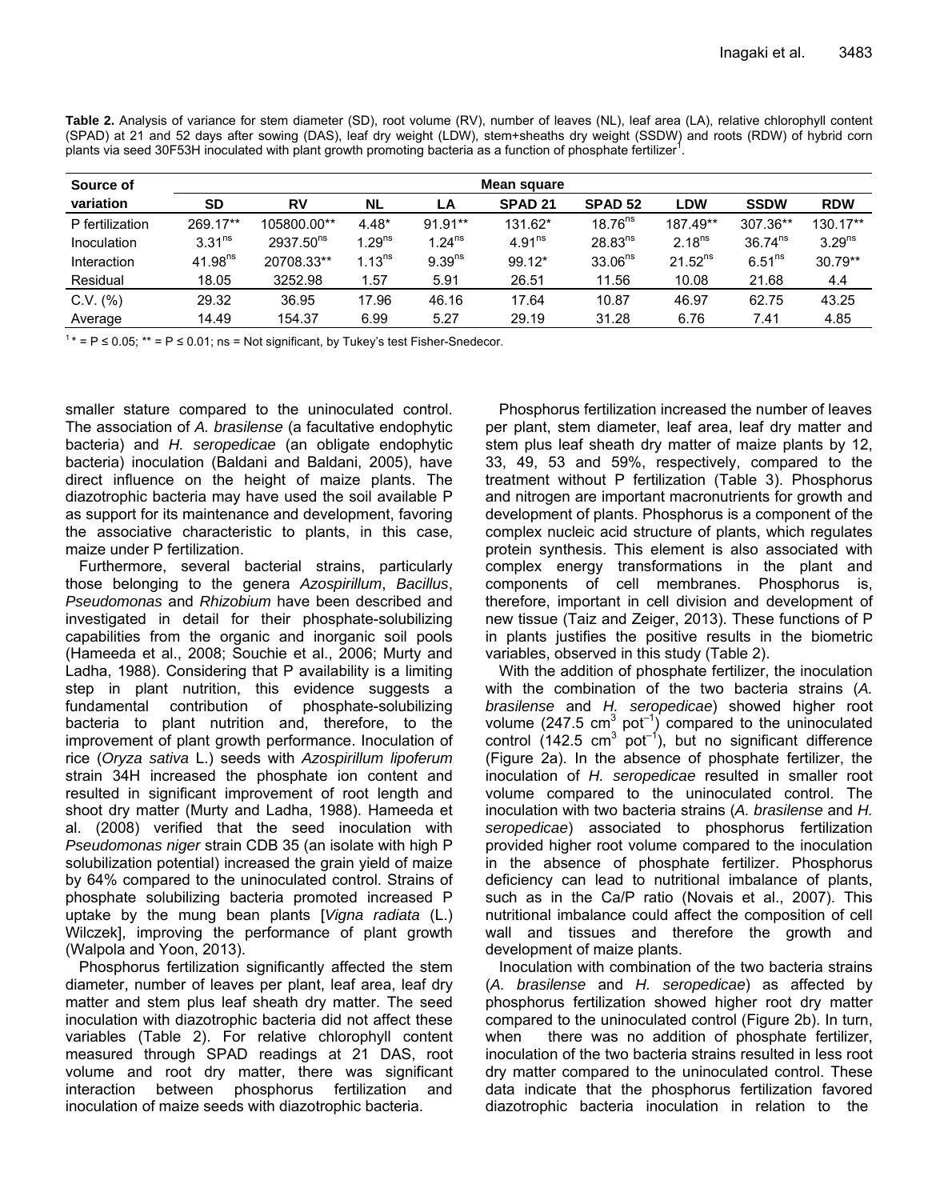**Table 2.** Analysis of variance for stem diameter (SD), root volume (RV), number of leaves (NL), leaf area (LA), relative chlorophyll content (SPAD) at 21 and 52 days after sowing (DAS), leaf dry weight (LDW), stem+sheaths dry weight (SSDW) and roots (RDW) of hybrid corn plants via seed 30F53H inoculated with plant growth promoting bacteria as a function of phosphate fertilizer[1].

| Source of variation | Mean square | | | | | | | | |
|---|---|---|---|---|---|---|---|---|---|
| | SD | RV | NL | LA | SPAD 21 | SPAD 52 | LDW | SSDW | RDW |
| P fertilization | 269.17** | 105800.00** | 4.48* | 91.91** | 131.62* | 18.76$^{ns}$ | 187.49** | 307.36** | 130.17** |
| Inoculation | 3.31$^{ns}$ | 2937.50$^{ns}$ | 1.29$^{ns}$ | 1.24$^{ns}$ | 4.91$^{ns}$ | 28.83$^{ns}$ | 2.18$^{ns}$ | 36.74$^{ns}$ | 3.29$^{ns}$ |
| Interaction | 41.98$^{ns}$ | 20708.33** | 1.13$^{ns}$ | 9.39$^{ns}$ | 99.12* | 33.06$^{ns}$ | 21.52$^{ns}$ | 6.51$^{ns}$ | 30.79** |
| Residual | 18.05 | 3252.98 | 1.57 | 5.91 | 26.51 | 11.56 | 10.08 | 21.68 | 4.4 |
| C.V. (%) | 29.32 | 36.95 | 17.96 | 46.16 | 17.64 | 10.87 | 46.97 | 62.75 | 43.25 |
| Average | 14.49 | 154.37 | 6.99 | 5.27 | 29.19 | 31.28 | 6.76 | 7.41 | 4.85 |

[1] * = P ≤ 0.05; ** = P ≤ 0.01; ns = Not significant, by Tukey's test Fisher-Snedecor.

smaller stature compared to the uninoculated control. The association of *A. brasilense* (a facultative endophytic bacteria) and *H. seropedicae* (an obligate endophytic bacteria) inoculation (Baldani and Baldani, 2005), have direct influence on the height of maize plants. The diazotrophic bacteria may have used the soil available P as support for its maintenance and development, favoring the associative characteristic to plants, in this case, maize under P fertilization.

Furthermore, several bacterial strains, particularly those belonging to the genera *Azospirillum*, *Bacillus*, *Pseudomonas* and *Rhizobium* have been described and investigated in detail for their phosphate-solubilizing capabilities from the organic and inorganic soil pools (Hameeda et al., 2008; Souchie et al., 2006; Murty and Ladha, 1988). Considering that P availability is a limiting step in plant nutrition, this evidence suggests a fundamental contribution of phosphate-solubilizing bacteria to plant nutrition and, therefore, to the improvement of plant growth performance. Inoculation of rice (*Oryza sativa* L.) seeds with *Azospirillum lipoferum* strain 34H increased the phosphate ion content and resulted in significant improvement of root length and shoot dry matter (Murty and Ladha, 1988). Hameeda et al. (2008) verified that the seed inoculation with *Pseudomonas niger* strain CDB 35 (an isolate with high P solubilization potential) increased the grain yield of maize by 64% compared to the uninoculated control. Strains of phosphate solubilizing bacteria promoted increased P uptake by the mung bean plants [*Vigna radiata* (L.) Wilczek], improving the performance of plant growth (Walpola and Yoon, 2013).

Phosphorus fertilization significantly affected the stem diameter, number of leaves per plant, leaf area, leaf dry matter and stem plus leaf sheath dry matter. The seed inoculation with diazotrophic bacteria did not affect these variables (Table 2). For relative chlorophyll content measured through SPAD readings at 21 DAS, root volume and root dry matter, there was significant interaction between phosphorus fertilization and inoculation of maize seeds with diazotrophic bacteria.

Phosphorus fertilization increased the number of leaves per plant, stem diameter, leaf area, leaf dry matter and stem plus leaf sheath dry matter of maize plants by 12, 33, 49, 53 and 59%, respectively, compared to the treatment without P fertilization (Table 3). Phosphorus and nitrogen are important macronutrients for growth and development of plants. Phosphorus is a component of the complex nucleic acid structure of plants, which regulates protein synthesis. This element is also associated with complex energy transformations in the plant and components of cell membranes. Phosphorus is, therefore, important in cell division and development of new tissue (Taiz and Zeiger, 2013). These functions of P in plants justifies the positive results in the biometric variables, observed in this study (Table 2).

With the addition of phosphate fertilizer, the inoculation with the combination of the two bacteria strains (*A. brasilense* and *H. seropedicae*) showed higher root volume (247.5 $cm^3$ $pot^{-1}$) compared to the uninoculated control (142.5 $cm^3$ $pot^{-1}$), but no significant difference (Figure 2a). In the absence of phosphate fertilizer, the inoculation of *H. seropedicae* resulted in smaller root volume compared to the uninoculated control. The inoculation with two bacteria strains (*A. brasilense* and *H. seropedicae*) associated to phosphorus fertilization provided higher root volume compared to the inoculation in the absence of phosphate fertilizer. Phosphorus deficiency can lead to nutritional imbalance of plants, such as in the Ca/P ratio (Novais et al., 2007). This nutritional imbalance could affect the composition of cell wall and tissues and therefore the growth and development of maize plants.

Inoculation with combination of the two bacteria strains (*A. brasilense* and *H. seropedicae*) as affected by phosphorus fertilization showed higher root dry matter compared to the uninoculated control (Figure 2b). In turn, when there was no addition of phosphate fertilizer, inoculation of the two bacteria strains resulted in less root dry matter compared to the uninoculated control. These data indicate that the phosphorus fertilization favored diazotrophic bacteria inoculation in relation to the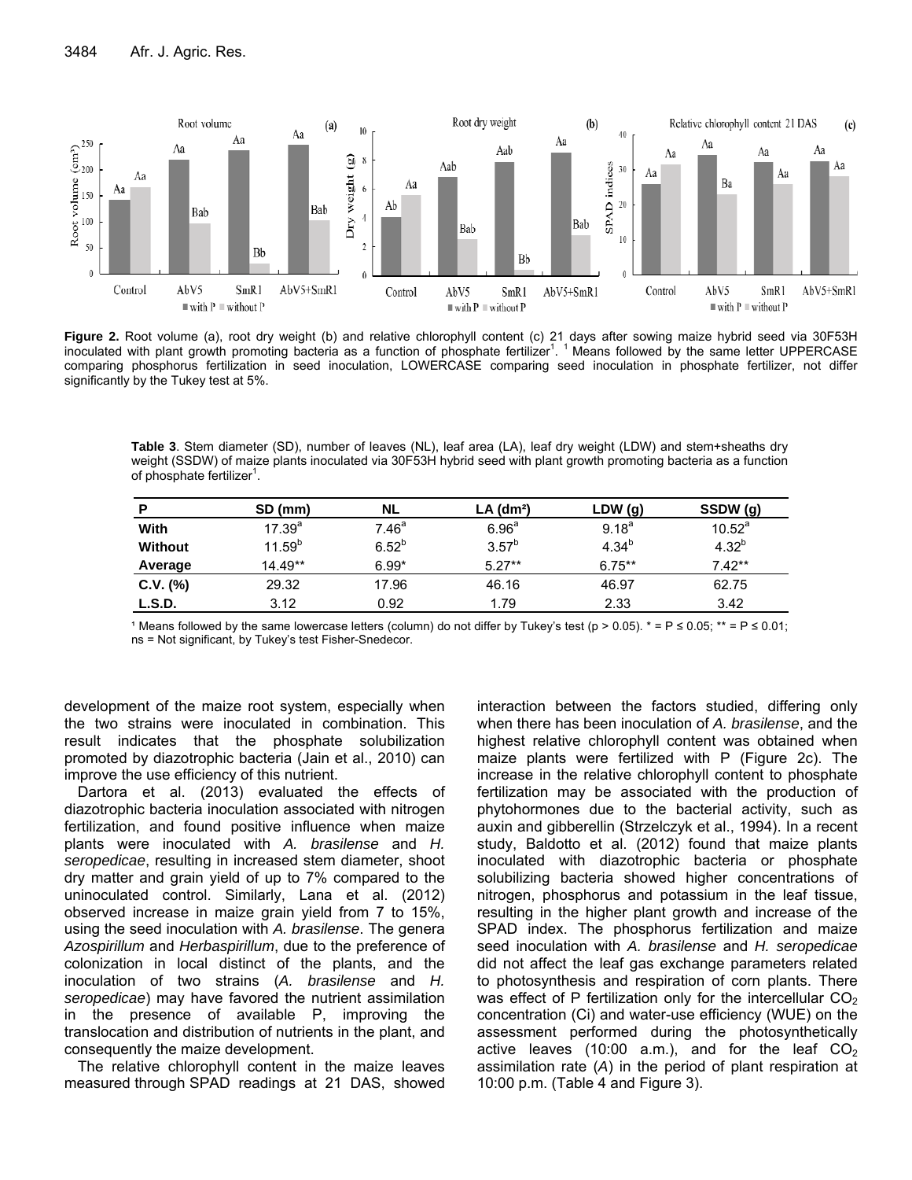**Figure 2.** Root volume (a), root dry weight (b) and relative chlorophyll content (c) 21 days after sowing maize hybrid seed via 30F53H inoculated with plant growth promoting bacteria as a function of phosphate fertilizer[1]. [1] Means followed by the same letter UPPERCASE comparing phosphorus fertilization in seed inoculation, LOWERCASE comparing seed inoculation in phosphate fertilizer, not differ significantly by the Tukey test at 5%.

**Table 3**. Stem diameter (SD), number of leaves (NL), leaf area (LA), leaf dry weight (LDW) and stem+sheaths dry weight (SSDW) of maize plants inoculated via 30F53H hybrid seed with plant growth promoting bacteria as a function of phosphate fertilizer[1].

| P | SD (mm) | NL | LA (dm²) | LDW (g) | SSDW (g) |
|---|---|---|---|---|---|
| **With** | 17.39[a] | 7.46[a] | 6.96[a] | 9.18[a] | 10.52[a] |
| **Without** | 11.59[b] | 6.52[b] | 3.57[b] | 4.34[b] | 4.32[b] |
| **Average** | 14.49** | 6.99* | 5.27** | 6.75** | 7.42** |
| **C.V. (%)** | 29.32 | 17.96 | 46.16 | 46.97 | 62.75 |
| **L.S.D.** | 3.12 | 0.92 | 1.79 | 2.33 | 3.42 |

[1] Means followed by the same lowercase letters (column) do not differ by Tukey's test ($p > 0.05$). * = $P \leq 0.05$; ** = $P \leq 0.01$; ns = Not significant, by Tukey's test Fisher-Snedecor.

development of the maize root system, especially when the two strains were inoculated in combination. This result indicates that the phosphate solubilization promoted by diazotrophic bacteria (Jain et al., 2010) can improve the use efficiency of this nutrient.

Dartora et al. (2013) evaluated the effects of diazotrophic bacteria inoculation associated with nitrogen fertilization, and found positive influence when maize plants were inoculated with *A. brasilense* and *H. seropedicae*, resulting in increased stem diameter, shoot dry matter and grain yield of up to 7% compared to the uninoculated control. Similarly, Lana et al. (2012) observed increase in maize grain yield from 7 to 15%, using the seed inoculation with *A. brasilense*. The genera *Azospirillum* and *Herbaspirillum*, due to the preference of colonization in local distinct of the plants, and the inoculation of two strains (*A. brasilense* and *H. seropedicae*) may have favored the nutrient assimilation in the presence of available P, improving the translocation and distribution of nutrients in the plant, and consequently the maize development.

The relative chlorophyll content in the maize leaves measured through SPAD readings at 21 DAS, showed interaction between the factors studied, differing only when there has been inoculation of *A. brasilense*, and the highest relative chlorophyll content was obtained when maize plants were fertilized with P (Figure 2c). The increase in the relative chlorophyll content to phosphate fertilization may be associated with the production of phytohormones due to the bacterial activity, such as auxin and gibberellin (Strzelczyk et al., 1994). In a recent study, Baldotto et al. (2012) found that maize plants inoculated with diazotrophic bacteria or phosphate solubilizing bacteria showed higher concentrations of nitrogen, phosphorus and potassium in the leaf tissue, resulting in the higher plant growth and increase of the SPAD index. The phosphorus fertilization and maize seed inoculation with *A. brasilense* and *H. seropedicae* did not affect the leaf gas exchange parameters related to photosynthesis and respiration of corn plants. There was effect of P fertilization only for the intercellular $CO_2$ concentration (Ci) and water-use efficiency (WUE) on the assessment performed during the photosynthetically active leaves (10:00 a.m.), and for the leaf $CO_2$ assimilation rate (*A*) in the period of plant respiration at 10:00 p.m. (Table 4 and Figure 3).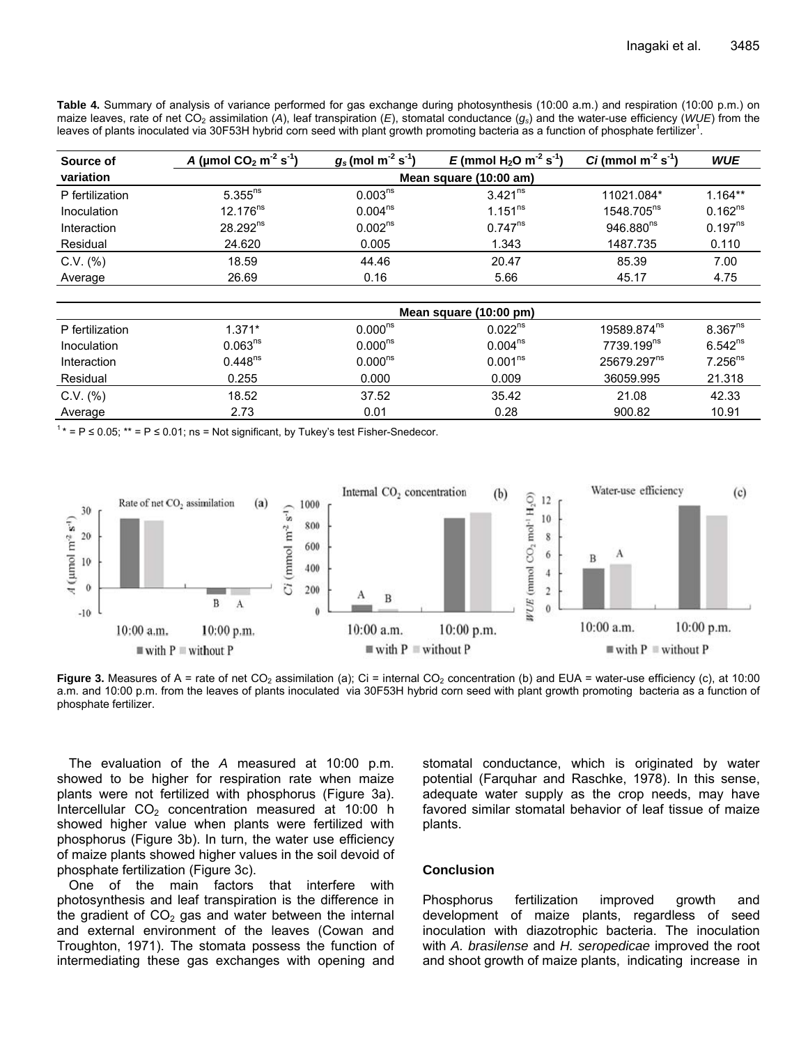**Table 4.** Summary of analysis of variance performed for gas exchange during photosynthesis (10:00 a.m.) and respiration (10:00 p.m.) on maize leaves, rate of net $CO_2$ assimilation (*A*), leaf transpiration (*E*), stomatal conductance ($g_s$) and the water-use efficiency (*WUE*) from the leaves of plants inoculated via 30F53H hybrid corn seed with plant growth promoting bacteria as a function of phosphate fertilizer[1].

| Source of variation | *A* (μmol $CO_2$ $m^{-2}$ $s^{-1}$) | $g_s$ (mol $m^{-2}$ $s^{-1}$) | *E* (mmol $H_2O$ $m^{-2}$ $s^{-1}$) | *Ci* (mmol $m^{-2}$ $s^{-1}$) | *WUE* |
|---|---|---|---|---|---|
| | Mean square (10:00 am) | | | | |
| P fertilization | 5.355$^{ns}$ | 0.003$^{ns}$ | 3.421$^{ns}$ | 11021.084* | 1.164** |
| Inoculation | 12.176$^{ns}$ | 0.004$^{ns}$ | 1.151$^{ns}$ | 1548.705$^{ns}$ | 0.162$^{ns}$ |
| Interaction | 28.292$^{ns}$ | 0.002$^{ns}$ | 0.747$^{ns}$ | 946.880$^{ns}$ | 0.197$^{ns}$ |
| Residual | 24.620 | 0.005 | 1.343 | 1487.735 | 0.110 |
| C.V. (%) | 18.59 | 44.46 | 20.47 | 85.39 | 7.00 |
| Average | 26.69 | 0.16 | 5.66 | 45.17 | 4.75 |
| | Mean square (10:00 pm) | | | | |
| P fertilization | 1.371* | 0.000$^{ns}$ | 0.022$^{ns}$ | 19589.874$^{ns}$ | 8.367$^{ns}$ |
| Inoculation | 0.063$^{ns}$ | 0.000$^{ns}$ | 0.004$^{ns}$ | 7739.199$^{ns}$ | 6.542$^{ns}$ |
| Interaction | 0.448$^{ns}$ | 0.000$^{ns}$ | 0.001$^{ns}$ | 25679.297$^{ns}$ | 7.256$^{ns}$ |
| Residual | 0.255 | 0.000 | 0.009 | 36059.995 | 21.318 |
| C.V. (%) | 18.52 | 37.52 | 35.42 | 21.08 | 42.33 |
| Average | 2.73 | 0.01 | 0.28 | 900.82 | 10.91 |

[1] * = $P \leq 0.05$; ** = $P \leq 0.01$; ns = Not significant, by Tukey's test Fisher-Snedecor.

**Figure 3.** Measures of A = rate of net $CO_2$ assimilation (a); Ci = internal $CO_2$ concentration (b) and EUA = water-use efficiency (c), at 10:00 a.m. and 10:00 p.m. from the leaves of plants inoculated via 30F53H hybrid corn seed with plant growth promoting bacteria as a function of phosphate fertilizer.

The evaluation of the *A* measured at 10:00 p.m. showed to be higher for respiration rate when maize plants were not fertilized with phosphorus (Figure 3a). Intercellular $CO_2$ concentration measured at 10:00 h showed higher value when plants were fertilized with phosphorus (Figure 3b). In turn, the water use efficiency of maize plants showed higher values in the soil devoid of phosphate fertilization (Figure 3c).

One of the main factors that interfere with photosynthesis and leaf transpiration is the difference in the gradient of $CO_2$ gas and water between the internal and external environment of the leaves (Cowan and Troughton, 1971). The stomata possess the function of intermediating these gas exchanges with opening and stomatal conductance, which is originated by water potential (Farquhar and Raschke, 1978). In this sense, adequate water supply as the crop needs, may have favored similar stomatal behavior of leaf tissue of maize plants.

## Conclusion

Phosphorus fertilization improved growth and development of maize plants, regardless of seed inoculation with diazotrophic bacteria. The inoculation with *A. brasilense* and *H. seropedicae* improved the root and shoot growth of maize plants, indicating increase in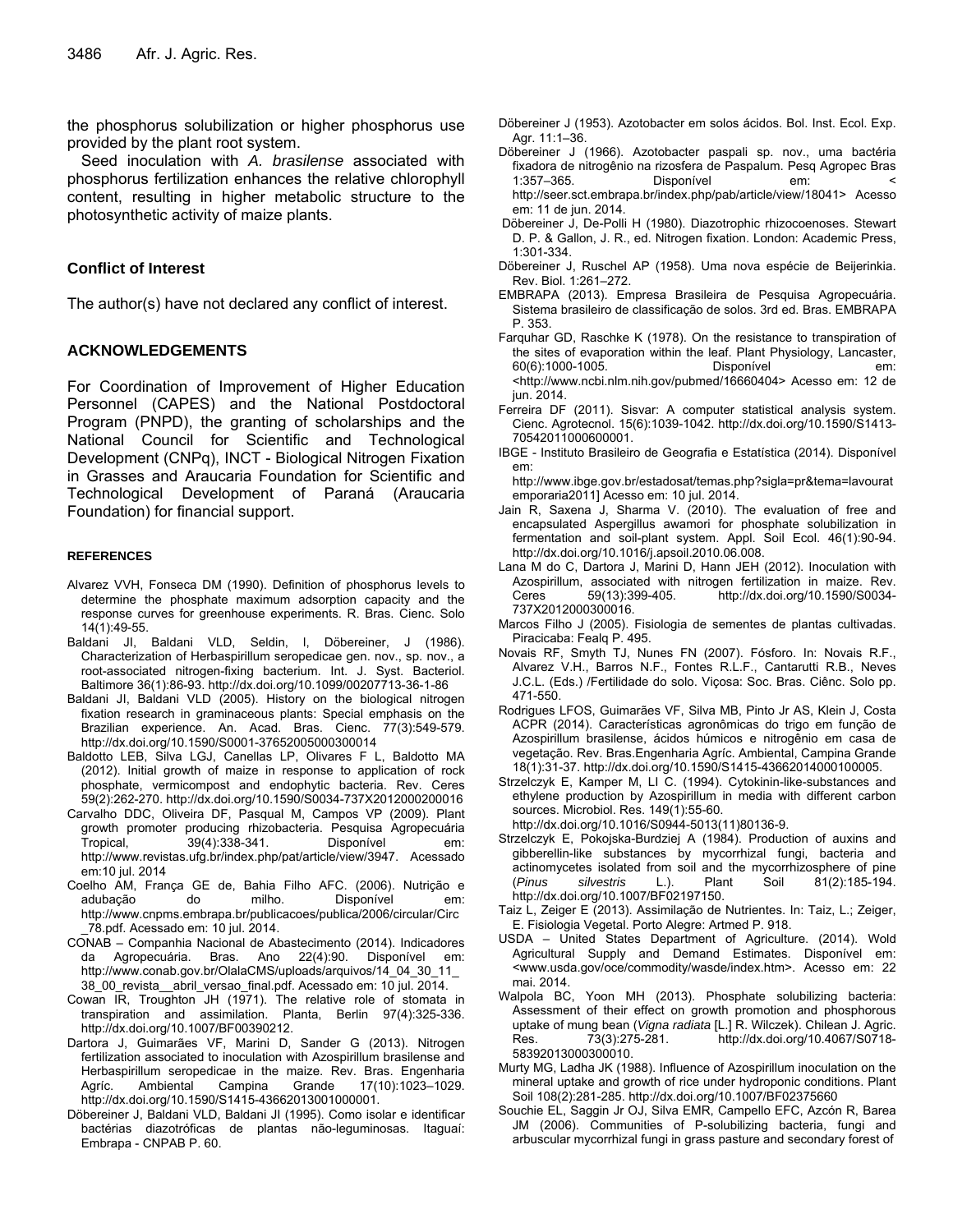the phosphorus solubilization or higher phosphorus use provided by the plant root system.

Seed inoculation with *A. brasilense* associated with phosphorus fertilization enhances the relative chlorophyll content, resulting in higher metabolic structure to the photosynthetic activity of maize plants.

## Conflict of Interest

The author(s) have not declared any conflict of interest.

## ACKNOWLEDGEMENTS

For Coordination of Improvement of Higher Education Personnel (CAPES) and the National Postdoctoral Program (PNPD), the granting of scholarships and the National Council for Scientific and Technological Development (CNPq), INCT - Biological Nitrogen Fixation in Grasses and Araucaria Foundation for Scientific and Technological Development of Paraná (Araucaria Foundation) for financial support.

## REFERENCES

Alvarez VVH, Fonseca DM (1990). Definition of phosphorus levels to determine the phosphate maximum adsorption capacity and the response curves for greenhouse experiments. R. Bras. Cienc. Solo 14(1):49-55.

Baldani JI, Baldani VLD, Seldin, I, Döbereiner, J (1986). Characterization of Herbaspirillum seropedicae gen. nov., sp. nov., a root-associated nitrogen-fixing bacterium. Int. J. Syst. Bacteriol. Baltimore 36(1):86-93. http://dx.doi.org/10.1099/00207713-36-1-86

Baldani JI, Baldani VLD (2005). History on the biological nitrogen fixation research in graminaceous plants: Special emphasis on the Brazilian experience. An. Acad. Bras. Cienc. 77(3):549-579. http://dx.doi.org/10.1590/S0001-37652005000300014

Baldotto LEB, Silva LGJ, Canellas LP, Olivares F L, Baldotto MA (2012). Initial growth of maize in response to application of rock phosphate, vermicompost and endophytic bacteria. Rev. Ceres 59(2):262-270. http://dx.doi.org/10.1590/S0034-737X2012000200016

Carvalho DDC, Oliveira DF, Pasqual M, Campos VP (2009). Plant growth promoter producing rhizobacteria. Pesquisa Agropecuária Tropical, 39(4):338-341. Disponível em: http://www.revistas.ufg.br/index.php/pat/article/view/3947. Acessado em:10 jul. 2014

Coelho AM, França GE de, Bahia Filho AFC. (2006). Nutrição e adubação do milho. Disponível em: http://www.cnpms.embrapa.br/publicacoes/publica/2006/circular/Circ_78.pdf. Acessado em: 10 jul. 2014.

CONAB – Companhia Nacional de Abastecimento (2014). Indicadores da Agropecuária. Bras. Ano 22(4):90. Disponível em: http://www.conab.gov.br/OlalaCMS/uploads/arquivos/14_04_30_11_38_00_revista__abril_versao_final.pdf. Acessado em: 10 jul. 2014.

Cowan IR, Troughton JH (1971). The relative role of stomata in transpiration and assimilation. Planta, Berlin 97(4):325-336. http://dx.doi.org/10.1007/BF00390212.

Dartora J, Guimarães VF, Marini D, Sander G (2013). Nitrogen fertilization associated to inoculation with Azospirillum brasilense and Herbaspirillum seropedicae in the maize. Rev. Bras. Engenharia Agríc. Ambiental Campina Grande 17(10):1023–1029. http://dx.doi.org/10.1590/S1415-43662013001000001.

Döbereiner J, Baldani VLD, Baldani JI (1995). Como isolar e identificar bactérias diazotróficas de plantas não-leguminosas. Itaguaí: Embrapa - CNPAB P. 60.

Döbereiner J (1953). Azotobacter em solos ácidos. Bol. Inst. Ecol. Exp. Agr. 11:1–36.

Döbereiner J (1966). Azotobacter paspali sp. nov., uma bactéria fixadora de nitrogênio na rizosfera de Paspalum. Pesq Agropec Bras 1:357–365. Disponível em: < http://seer.sct.embrapa.br/index.php/pab/article/view/18041> Acesso em: 11 de jun. 2014.

Döbereiner J, De-Polli H (1980). Diazotrophic rhizocoenoses. Stewart D. P. & Gallon, J. R., ed. Nitrogen fixation. London: Academic Press, 1:301-334.

Döbereiner J, Ruschel AP (1958). Uma nova espécie de Beijerinkia. Rev. Biol. 1:261–272.

EMBRAPA (2013). Empresa Brasileira de Pesquisa Agropecuária. Sistema brasileiro de classificação de solos. 3rd ed. Bras. EMBRAPA P. 353.

Farquhar GD, Raschke K (1978). On the resistance to transpiration of the sites of evaporation within the leaf. Plant Physiology, Lancaster, 60(6):1000-1005. Disponível em: <http://www.ncbi.nlm.nih.gov/pubmed/16660404> Acesso em: 12 de jun. 2014.

Ferreira DF (2011). Sisvar: A computer statistical analysis system. Cienc. Agrotecnol. 15(6):1039-1042. http://dx.doi.org/10.1590/S1413-70542011000600001.

IBGE - Instituto Brasileiro de Geografia e Estatística (2014). Disponível em: http://www.ibge.gov.br/estadosat/temas.php?sigla=pr&tema=lavouratemporaria2011] Acesso em: 10 jul. 2014.

Jain R, Saxena J, Sharma V. (2010). The evaluation of free and encapsulated Aspergillus awamori for phosphate solubilization in fermentation and soil-plant system. Appl. Soil Ecol. 46(1):90-94. http://dx.doi.org/10.1016/j.apsoil.2010.06.008.

Lana M do C, Dartora J, Marini D, Hann JEH (2012). Inoculation with Azospirillum, associated with nitrogen fertilization in maize. Rev. Ceres 59(13):399-405. http://dx.doi.org/10.1590/S0034-737X2012000300016.

Marcos Filho J (2005). Fisiologia de sementes de plantas cultivadas. Piracicaba: Fealq P. 495.

Novais RF, Smyth TJ, Nunes FN (2007). Fósforo. In: Novais R.F., Alvarez V.H., Barros N.F., Fontes R.L.F., Cantarutti R.B., Neves J.C.L. (Eds.) /Fertilidade do solo. Viçosa: Soc. Bras. Ciênc. Solo pp. 471-550.

Rodrigues LFOS, Guimarães VF, Silva MB, Pinto Jr AS, Klein J, Costa ACPR (2014). Características agronômicas do trigo em função de Azospirillum brasilense, ácidos húmicos e nitrogênio em casa de vegetação. Rev. Bras.Engenharia Agríc. Ambiental, Campina Grande 18(1):31-37. http://dx.doi.org/10.1590/S1415-43662014000100005.

Strzelczyk E, Kamper M, Li C. (1994). Cytokinin-like-substances and ethylene production by Azospirillum in media with different carbon sources. Microbiol. Res. 149(1):55-60. http://dx.doi.org/10.1016/S0944-5013(11)80136-9.

Strzelczyk E, Pokojska-Burdziej A (1984). Production of auxins and gibberellin-like substances by mycorrhizal fungi, bacteria and actinomycetes isolated from soil and the mycorrhizosphere of pine (*Pinus silvestris* L.). Plant Soil 81(2):185-194. http://dx.doi.org/10.1007/BF02197150.

Taiz L, Zeiger E (2013). Assimilação de Nutrientes. In: Taiz, L.; Zeiger, E. Fisiologia Vegetal. Porto Alegre: Artmed P. 918.

USDA – United States Department of Agriculture. (2014). Wold Agricultural Supply and Demand Estimates. Disponível em: <www.usda.gov/oce/commodity/wasde/index.htm>. Acesso em: 22 mai. 2014.

Walpola BC, Yoon MH (2013). Phosphate solubilizing bacteria: Assessment of their effect on growth promotion and phosphorous uptake of mung bean (*Vigna radiata* [L.] R. Wilczek). Chilean J. Agric. Res. 73(3):275-281. http://dx.doi.org/10.4067/S0718-58392013000300010.

Murty MG, Ladha JK (1988). Influence of Azospirillum inoculation on the mineral uptake and growth of rice under hydroponic conditions. Plant Soil 108(2):281-285. http://dx.doi.org/10.1007/BF02375660

Souchie EL, Saggin Jr OJ, Silva EMR, Campello EFC, Azcón R, Barea JM (2006). Communities of P-solubilizing bacteria, fungi and arbuscular mycorrhizal fungi in grass pasture and secondary forest of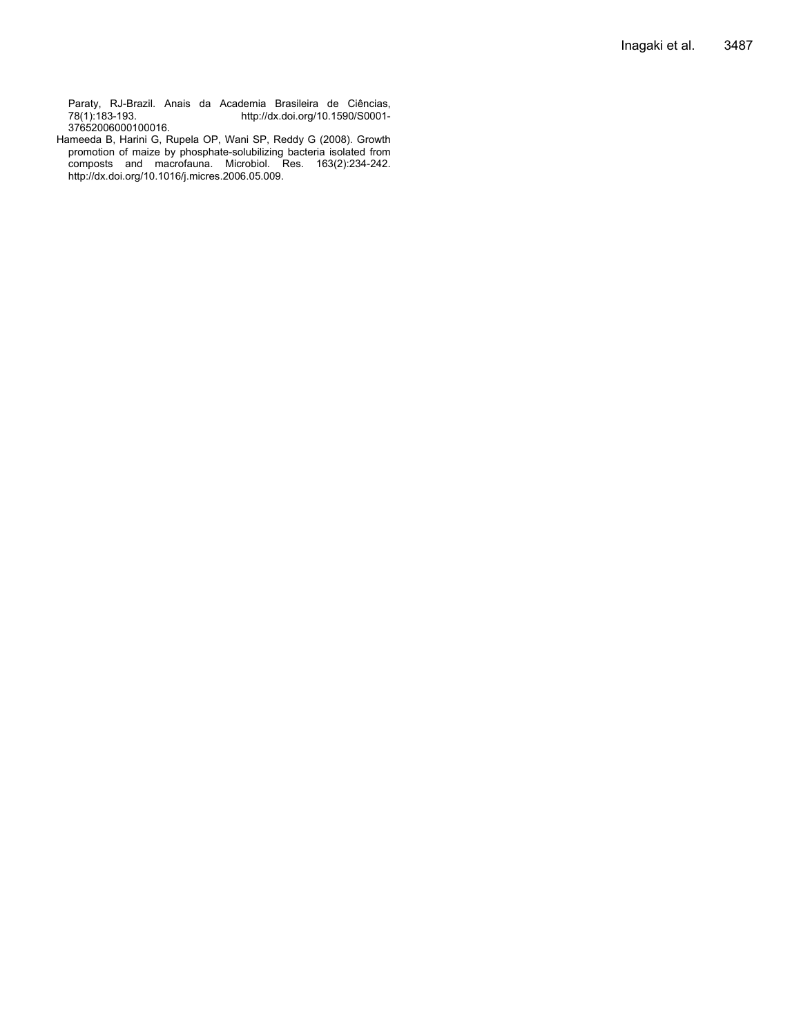Paraty, RJ-Brazil. Anais da Academia Brasileira de Ciências, 78(1):183-193. http://dx.doi.org/10.1590/S0001-37652006000100016.

Hameeda B, Harini G, Rupela OP, Wani SP, Reddy G (2008). Growth promotion of maize by phosphate-solubilizing bacteria isolated from composts and macrofauna. Microbiol. Res. 163(2):234-242. http://dx.doi.org/10.1016/j.micres.2006.05.009.